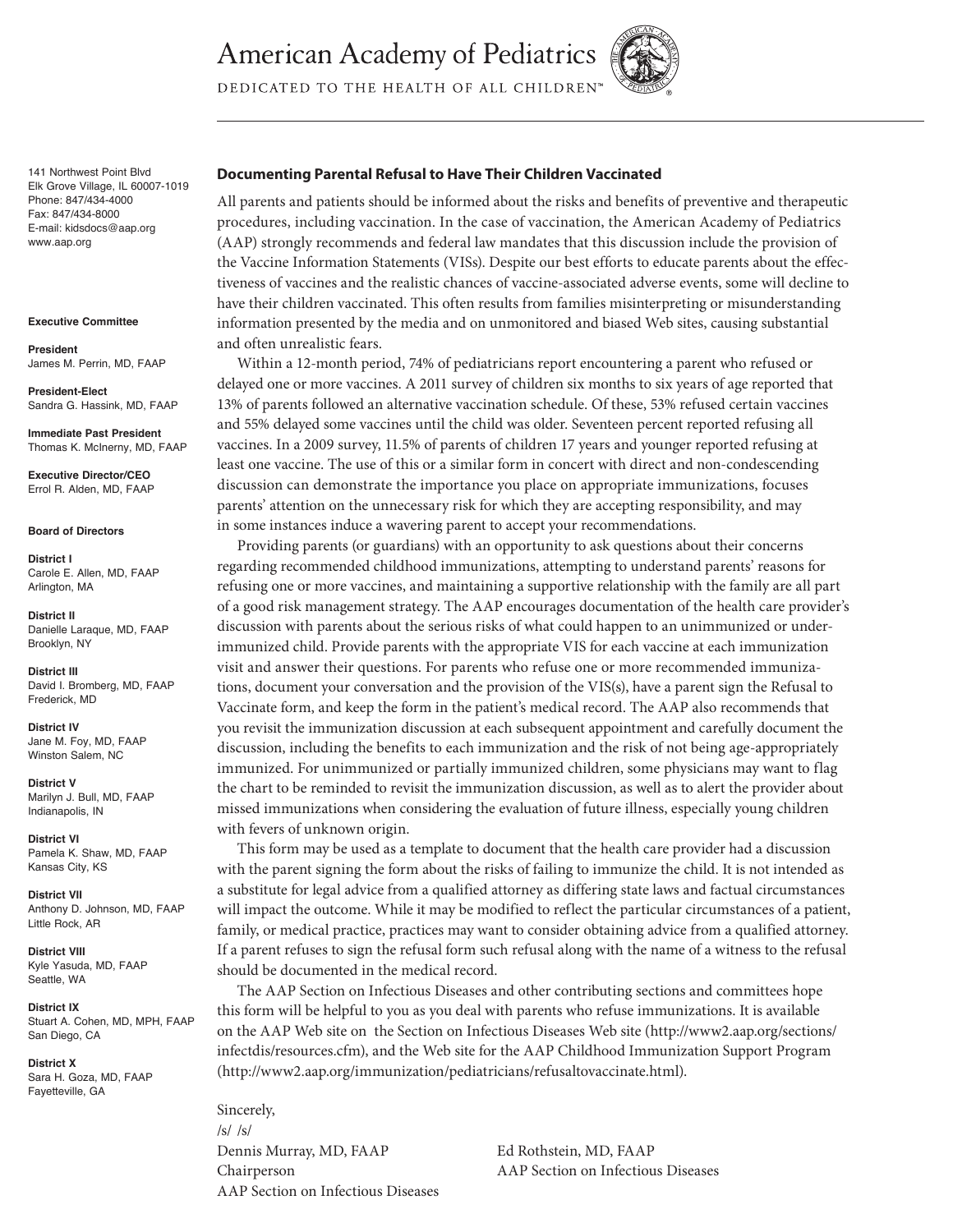# American Academy of Pediatrics

DEDICATED TO THE HEALTH OF ALL CHILDREN™

141 Northwest Point Blvd
Elk Grove Village, IL 60007-1019
Phone: 847/434-4000
Fax: 847/434-8000
E-mail: kidsdocs@aap.org
www.aap.org

**Executive Committee**

**President**
James M. Perrin, MD, FAAP

**President-Elect**
Sandra G. Hassink, MD, FAAP

**Immediate Past President**
Thomas K. McInerny, MD, FAAP

**Executive Director/CEO**
Errol R. Alden, MD, FAAP

**Board of Directors**

**District I**
Carole E. Allen, MD, FAAP
Arlington, MA

**District II**
Danielle Laraque, MD, FAAP
Brooklyn, NY

**District III**
David I. Bromberg, MD, FAAP
Frederick, MD

**District IV**
Jane M. Foy, MD, FAAP
Winston Salem, NC

**District V**
Marilyn J. Bull, MD, FAAP
Indianapolis, IN

**District VI**
Pamela K. Shaw, MD, FAAP
Kansas City, KS

**District VII**
Anthony D. Johnson, MD, FAAP
Little Rock, AR

**District VIII**
Kyle Yasuda, MD, FAAP
Seattle, WA

**District IX**
Stuart A. Cohen, MD, MPH, FAAP
San Diego, CA

**District X**
Sara H. Goza, MD, FAAP
Fayetteville, GA

## Documenting Parental Refusal to Have Their Children Vaccinated

All parents and patients should be informed about the risks and benefits of preventive and therapeutic procedures, including vaccination. In the case of vaccination, the American Academy of Pediatrics (AAP) strongly recommends and federal law mandates that this discussion include the provision of the Vaccine Information Statements (VISs). Despite our best efforts to educate parents about the effectiveness of vaccines and the realistic chances of vaccine-associated adverse events, some will decline to have their children vaccinated. This often results from families misinterpreting or misunderstanding information presented by the media and on unmonitored and biased Web sites, causing substantial and often unrealistic fears.

Within a 12-month period, 74% of pediatricians report encountering a parent who refused or delayed one or more vaccines. A 2011 survey of children six months to six years of age reported that 13% of parents followed an alternative vaccination schedule. Of these, 53% refused certain vaccines and 55% delayed some vaccines until the child was older. Seventeen percent reported refusing all vaccines. In a 2009 survey, 11.5% of parents of children 17 years and younger reported refusing at least one vaccine. The use of this or a similar form in concert with direct and non-condescending discussion can demonstrate the importance you place on appropriate immunizations, focuses parents' attention on the unnecessary risk for which they are accepting responsibility, and may in some instances induce a wavering parent to accept your recommendations.

Providing parents (or guardians) with an opportunity to ask questions about their concerns regarding recommended childhood immunizations, attempting to understand parents' reasons for refusing one or more vaccines, and maintaining a supportive relationship with the family are all part of a good risk management strategy. The AAP encourages documentation of the health care provider's discussion with parents about the serious risks of what could happen to an unimmunized or under-immunized child. Provide parents with the appropriate VIS for each vaccine at each immunization visit and answer their questions. For parents who refuse one or more recommended immunizations, document your conversation and the provision of the VIS(s), have a parent sign the Refusal to Vaccinate form, and keep the form in the patient's medical record. The AAP also recommends that you revisit the immunization discussion at each subsequent appointment and carefully document the discussion, including the benefits to each immunization and the risk of not being age-appropriately immunized. For unimmunized or partially immunized children, some physicians may want to flag the chart to be reminded to revisit the immunization discussion, as well as to alert the provider about missed immunizations when considering the evaluation of future illness, especially young children with fevers of unknown origin.

This form may be used as a template to document that the health care provider had a discussion with the parent signing the form about the risks of failing to immunize the child. It is not intended as a substitute for legal advice from a qualified attorney as differing state laws and factual circumstances will impact the outcome. While it may be modified to reflect the particular circumstances of a patient, family, or medical practice, practices may want to consider obtaining advice from a qualified attorney. If a parent refuses to sign the refusal form such refusal along with the name of a witness to the refusal should be documented in the medical record.

The AAP Section on Infectious Diseases and other contributing sections and committees hope this form will be helpful to you as you deal with parents who refuse immunizations. It is available on the AAP Web site on the Section on Infectious Diseases Web site (http://www2.aap.org/sections/infectdis/resources.cfm), and the Web site for the AAP Childhood Immunization Support Program (http://www2.aap.org/immunization/pediatricians/refusaltovaccinate.html).

Sincerely,
/s/ /s/

Dennis Murray, MD, FAAP
Chairperson
AAP Section on Infectious Diseases

Ed Rothstein, MD, FAAP
AAP Section on Infectious Diseases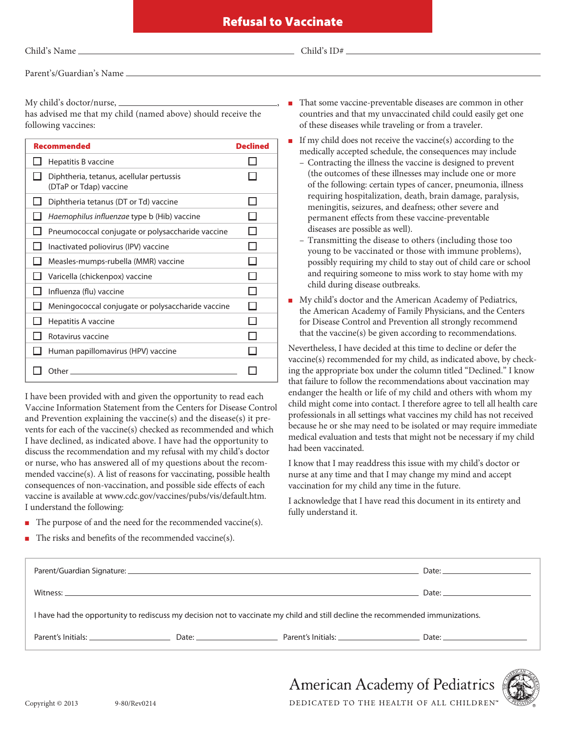# Refusal to Vaccinate

Child's Name ______________________________ Child's ID# ______________________________

Parent's/Guardian's Name ______________________________

My child's doctor/nurse, ______________________________, has advised me that my child (named above) should receive the following vaccines:

| Recommended | Declined |
|---|---|
| ☐ Hepatitis B vaccine | ☐ |
| ☐ Diphtheria, tetanus, acellular pertussis (DTaP or Tdap) vaccine | ☐ |
| ☐ Diphtheria tetanus (DT or Td) vaccine | ☐ |
| ☐ *Haemophilus influenzae* type b (Hib) vaccine | ☐ |
| ☐ Pneumococcal conjugate or polysaccharide vaccine | ☐ |
| ☐ Inactivated poliovirus (IPV) vaccine | ☐ |
| ☐ Measles-mumps-rubella (MMR) vaccine | ☐ |
| ☐ Varicella (chickenpox) vaccine | ☐ |
| ☐ Influenza (flu) vaccine | ☐ |
| ☐ Meningococcal conjugate or polysaccharide vaccine | ☐ |
| ☐ Hepatitis A vaccine | ☐ |
| ☐ Rotavirus vaccine | ☐ |
| ☐ Human papillomavirus (HPV) vaccine | ☐ |
| ☐ Other ______________________________ | ☐ |

I have been provided with and given the opportunity to read each Vaccine Information Statement from the Centers for Disease Control and Prevention explaining the vaccine(s) and the disease(s) it prevents for each of the vaccine(s) checked as recommended and which I have declined, as indicated above. I have had the opportunity to discuss the recommendation and my refusal with my child's doctor or nurse, who has answered all of my questions about the recommended vaccine(s). A list of reasons for vaccinating, possible health consequences of non-vaccination, and possible side effects of each vaccine is available at www.cdc.gov/vaccines/pubs/vis/default.htm. I understand the following:

- The purpose of and the need for the recommended vaccine(s).
- The risks and benefits of the recommended vaccine(s).
- That some vaccine-preventable diseases are common in other countries and that my unvaccinated child could easily get one of these diseases while traveling or from a traveler.
- If my child does not receive the vaccine(s) according to the medically accepted schedule, the consequences may include
  - Contracting the illness the vaccine is designed to prevent (the outcomes of these illnesses may include one or more of the following: certain types of cancer, pneumonia, illness requiring hospitalization, death, brain damage, paralysis, meningitis, seizures, and deafness; other severe and permanent effects from these vaccine-preventable diseases are possible as well).
  - Transmitting the disease to others (including those too young to be vaccinated or those with immune problems), possibly requiring my child to stay out of child care or school and requiring someone to miss work to stay home with my child during disease outbreaks.
- My child's doctor and the American Academy of Pediatrics, the American Academy of Family Physicians, and the Centers for Disease Control and Prevention all strongly recommend that the vaccine(s) be given according to recommendations.

Nevertheless, I have decided at this time to decline or defer the vaccine(s) recommended for my child, as indicated above, by checking the appropriate box under the column titled "Declined." I know that failure to follow the recommendations about vaccination may endanger the health or life of my child and others with whom my child might come into contact. I therefore agree to tell all health care professionals in all settings what vaccines my child has not received because he or she may need to be isolated or may require immediate medical evaluation and tests that might not be necessary if my child had been vaccinated.

I know that I may readdress this issue with my child's doctor or nurse at any time and that I may change my mind and accept vaccination for my child any time in the future.

I acknowledge that I have read this document in its entirety and fully understand it.

Parent/Guardian Signature: ______________________________ Date: ______________

Witness: ______________________________ Date: ______________

I have had the opportunity to rediscuss my decision not to vaccinate my child and still decline the recommended immunizations.

Parent's Initials: ______________ Date: ______________ Parent's Initials: ______________ Date: ______________

Copyright © 2013 9-80/Rev0214

American Academy of Pediatrics
DEDICATED TO THE HEALTH OF ALL CHILDREN™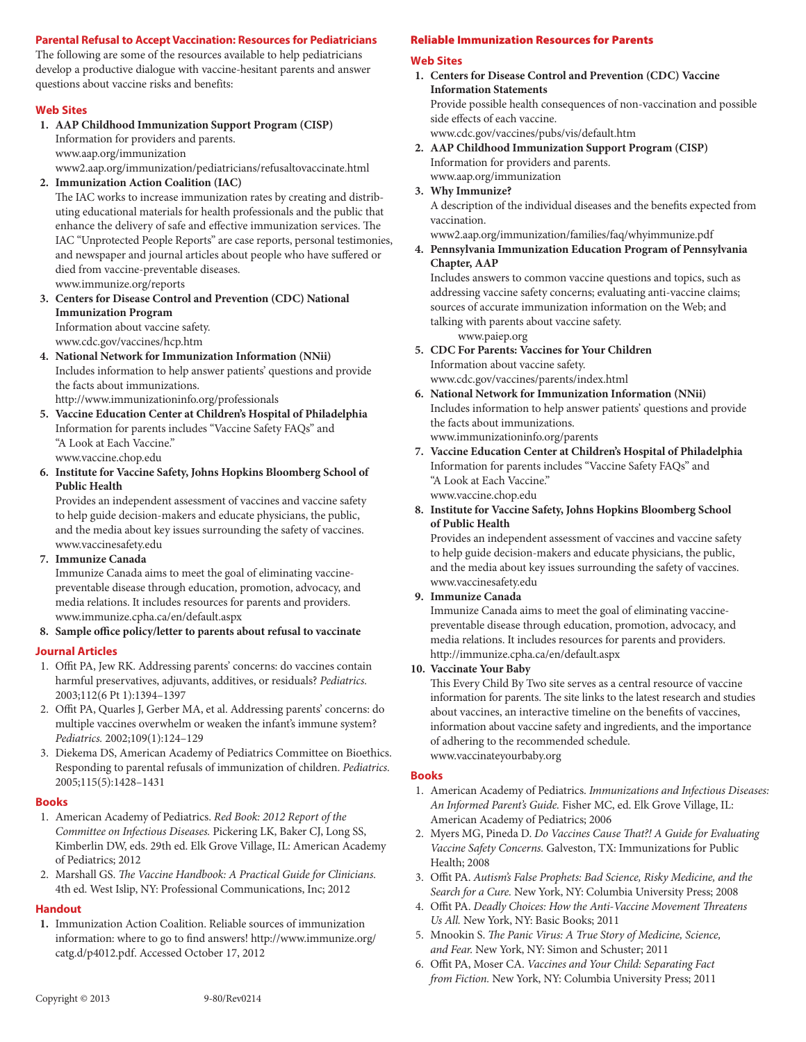## Parental Refusal to Accept Vaccination: Resources for Pediatricians

The following are some of the resources available to help pediatricians develop a productive dialogue with vaccine-hesitant parents and answer questions about vaccine risks and benefits:

### Web Sites

1. **AAP Childhood Immunization Support Program (CISP)**
   Information for providers and parents.
   www.aap.org/immunization
   www2.aap.org/immunization/pediatricians/refusaltovaccinate.html
2. **Immunization Action Coalition (IAC)**
   The IAC works to increase immunization rates by creating and distributing educational materials for health professionals and the public that enhance the delivery of safe and effective immunization services. The IAC "Unprotected People Reports" are case reports, personal testimonies, and newspaper and journal articles about people who have suffered or died from vaccine-preventable diseases.
   www.immunize.org/reports
3. **Centers for Disease Control and Prevention (CDC) National Immunization Program**
   Information about vaccine safety.
   www.cdc.gov/vaccines/hcp.htm
4. **National Network for Immunization Information (NNii)**
   Includes information to help answer patients' questions and provide the facts about immunizations.
   http://www.immunizationinfo.org/professionals
5. **Vaccine Education Center at Children's Hospital of Philadelphia**
   Information for parents includes "Vaccine Safety FAQs" and "A Look at Each Vaccine."
   www.vaccine.chop.edu
6. **Institute for Vaccine Safety, Johns Hopkins Bloomberg School of Public Health**
   Provides an independent assessment of vaccines and vaccine safety to help guide decision-makers and educate physicians, the public, and the media about key issues surrounding the safety of vaccines.
   www.vaccinesafety.edu
7. **Immunize Canada**
   Immunize Canada aims to meet the goal of eliminating vaccine-preventable disease through education, promotion, advocacy, and media relations. It includes resources for parents and providers.
   www.immunize.cpha.ca/en/default.aspx
8. **Sample office policy/letter to parents about refusal to vaccinate**

### Journal Articles

1. Offit PA, Jew RK. Addressing parents' concerns: do vaccines contain harmful preservatives, adjuvants, additives, or residuals? *Pediatrics.* 2003;112(6 Pt 1):1394–1397
2. Offit PA, Quarles J, Gerber MA, et al. Addressing parents' concerns: do multiple vaccines overwhelm or weaken the infant's immune system? *Pediatrics.* 2002;109(1):124–129
3. Diekema DS, American Academy of Pediatrics Committee on Bioethics. Responding to parental refusals of immunization of children. *Pediatrics.* 2005;115(5):1428–1431

### Books

1. American Academy of Pediatrics. *Red Book: 2012 Report of the Committee on Infectious Diseases.* Pickering LK, Baker CJ, Long SS, Kimberlin DW, eds. 29th ed. Elk Grove Village, IL: American Academy of Pediatrics; 2012
2. Marshall GS. *The Vaccine Handbook: A Practical Guide for Clinicians.* 4th ed. West Islip, NY: Professional Communications, Inc; 2012

### Handout

1. Immunization Action Coalition. Reliable sources of immunization information: where to go to find answers! http://www.immunize.org/catg.d/p4012.pdf. Accessed October 17, 2012

## Reliable Immunization Resources for Parents

### Web Sites

1. **Centers for Disease Control and Prevention (CDC) Vaccine Information Statements**
   Provide possible health consequences of non-vaccination and possible side effects of each vaccine.
   www.cdc.gov/vaccines/pubs/vis/default.htm
2. **AAP Childhood Immunization Support Program (CISP)**
   Information for providers and parents.
   www.aap.org/immunization
3. **Why Immunize?**
   A description of the individual diseases and the benefits expected from vaccination.
   www2.aap.org/immunization/families/faq/whyimmunize.pdf
4. **Pennsylvania Immunization Education Program of Pennsylvania Chapter, AAP**
   Includes answers to common vaccine questions and topics, such as addressing vaccine safety concerns; evaluating anti-vaccine claims; sources of accurate immunization information on the Web; and talking with parents about vaccine safety.
   www.paiep.org
5. **CDC For Parents: Vaccines for Your Children**
   Information about vaccine safety.
   www.cdc.gov/vaccines/parents/index.html
6. **National Network for Immunization Information (NNii)**
   Includes information to help answer patients' questions and provide the facts about immunizations.
   www.immunizationinfo.org/parents
7. **Vaccine Education Center at Children's Hospital of Philadelphia**
   Information for parents includes "Vaccine Safety FAQs" and "A Look at Each Vaccine."
   www.vaccine.chop.edu
8. **Institute for Vaccine Safety, Johns Hopkins Bloomberg School of Public Health**
   Provides an independent assessment of vaccines and vaccine safety to help guide decision-makers and educate physicians, the public, and the media about key issues surrounding the safety of vaccines.
   www.vaccinesafety.edu
9. **Immunize Canada**
   Immunize Canada aims to meet the goal of eliminating vaccine-preventable disease through education, promotion, advocacy, and media relations. It includes resources for parents and providers.
   http://immunize.cpha.ca/en/default.aspx
10. **Vaccinate Your Baby**
    This Every Child By Two site serves as a central resource of vaccine information for parents. The site links to the latest research and studies about vaccines, an interactive timeline on the benefits of vaccines, information about vaccine safety and ingredients, and the importance of adhering to the recommended schedule.
    www.vaccinateyourbaby.org

### Books

1. American Academy of Pediatrics. *Immunizations and Infectious Diseases: An Informed Parent's Guide.* Fisher MC, ed. Elk Grove Village, IL: American Academy of Pediatrics; 2006
2. Myers MG, Pineda D. *Do Vaccines Cause That?! A Guide for Evaluating Vaccine Safety Concerns.* Galveston, TX: Immunizations for Public Health; 2008
3. Offit PA. *Autism's False Prophets: Bad Science, Risky Medicine, and the Search for a Cure.* New York, NY: Columbia University Press; 2008
4. Offit PA. *Deadly Choices: How the Anti-Vaccine Movement Threatens Us All.* New York, NY: Basic Books; 2011
5. Mnookin S. *The Panic Virus: A True Story of Medicine, Science, and Fear.* New York, NY: Simon and Schuster; 2011
6. Offit PA, Moser CA. *Vaccines and Your Child: Separating Fact from Fiction.* New York, NY: Columbia University Press; 2011

Copyright © 2013 9-80/Rev0214